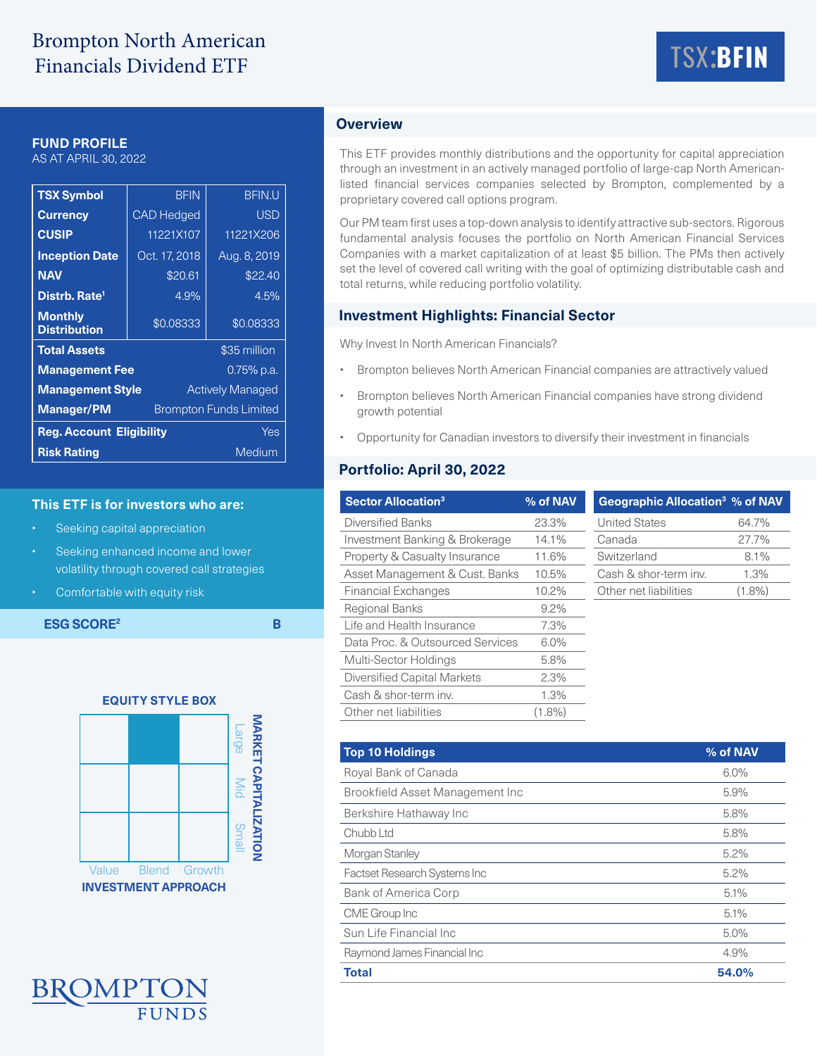# Brompton North American Financials Dividend ETF

TSX:BFIN

## FUND PROFILE

AS AT APRIL 30, 2022

| | | |
|---|---|---|
| **TSX Symbol** | BFIN | BFIN.U |
| **Currency** | CAD Hedged | USD |
| **CUSIP** | 11221X107 | 11221X206 |
| **Inception Date** | Oct. 17, 2018 | Aug. 8, 2019 |
| **NAV** | $20.61 | $22.40 |
| **Distrb. Rate**[1] | 4.9% | 4.5% |
| **Monthly Distribution** | $0.08333 | $0.08333 |
| **Total Assets** | $35 million | |
| **Management Fee** | 0.75% p.a. | |
| **Management Style** | Actively Managed | |
| **Manager/PM** | Brompton Funds Limited | |
| **Reg. Account Eligibility** | Yes | |
| **Risk Rating** | Medium | |

### This ETF is for investors who are:

- Seeking capital appreciation
- Seeking enhanced income and lower volatility through covered call strategies
- Comfortable with equity risk

**ESG SCORE**[2] **B**

**EQUITY STYLE BOX**

MARKET CAPITALIZATION: Large, Mid, Small

Value, Blend, Growth

INVESTMENT APPROACH

## Overview

This ETF provides monthly distributions and the opportunity for capital appreciation through an investment in an actively managed portfolio of large-cap North American-listed financial services companies selected by Brompton, complemented by a proprietary covered call options program.

Our PM team first uses a top-down analysis to identify attractive sub-sectors. Rigorous fundamental analysis focuses the portfolio on North American Financial Services Companies with a market capitalization of at least $5 billion. The PMs then actively set the level of covered call writing with the goal of optimizing distributable cash and total returns, while reducing portfolio volatility.

## Investment Highlights: Financial Sector

Why Invest In North American Financials?

- Brompton believes North American Financial companies are attractively valued
- Brompton believes North American Financial companies have strong dividend growth potential
- Opportunity for Canadian investors to diversify their investment in financials

## Portfolio: April 30, 2022

| Sector Allocation[3] | % of NAV |
|---|---|
| Diversified Banks | 23.3% |
| Investment Banking & Brokerage | 14.1% |
| Property & Casualty Insurance | 11.6% |
| Asset Management & Cust. Banks | 10.5% |
| Financial Exchanges | 10.2% |
| Regional Banks | 9.2% |
| Life and Health Insurance | 7.3% |
| Data Proc. & Outsourced Services | 6.0% |
| Multi-Sector Holdings | 5.8% |
| Diversified Capital Markets | 2.3% |
| Cash & shor-term inv. | 1.3% |
| Other net liabilities | (1.8%) |

| Geographic Allocation[3] | % of NAV |
|---|---|
| United States | 64.7% |
| Canada | 27.7% |
| Switzerland | 8.1% |
| Cash & shor-term inv. | 1.3% |
| Other net liabilities | (1.8%) |

| Top 10 Holdings | % of NAV |
|---|---|
| Royal Bank of Canada | 6.0% |
| Brookfield Asset Management Inc | 5.9% |
| Berkshire Hathaway Inc | 5.8% |
| Chubb Ltd | 5.8% |
| Morgan Stanley | 5.2% |
| Factset Research Systems Inc | 5.2% |
| Bank of America Corp | 5.1% |
| CME Group Inc | 5.1% |
| Sun Life Financial Inc | 5.0% |
| Raymond James Financial Inc | 4.9% |
| **Total** | **54.0%** |

BROMPTON FUNDS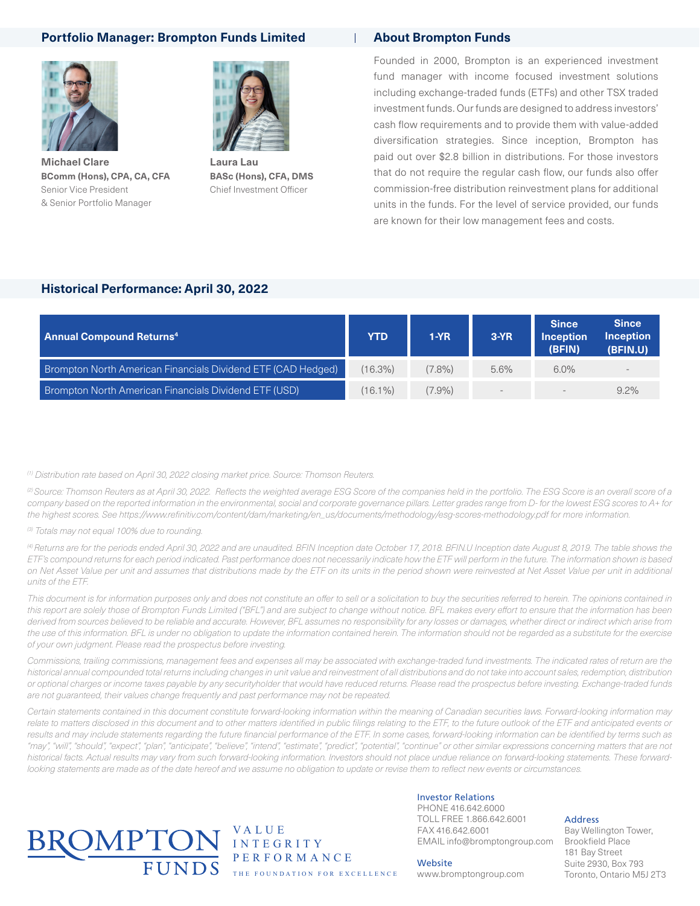## Portfolio Manager: Brompton Funds Limited

**Michael Clare**
**BComm (Hons), CPA, CA, CFA**
Senior Vice President
& Senior Portfolio Manager

**Laura Lau**
**BASc (Hons), CFA, DMS**
Chief Investment Officer

## About Brompton Funds

Founded in 2000, Brompton is an experienced investment fund manager with income focused investment solutions including exchange-traded funds (ETFs) and other TSX traded investment funds. Our funds are designed to address investors' cash flow requirements and to provide them with value-added diversification strategies. Since inception, Brompton has paid out over $2.8 billion in distributions. For those investors that do not require the regular cash flow, our funds also offer commission-free distribution reinvestment plans for additional units in the funds. For the level of service provided, our funds are known for their low management fees and costs.

## Historical Performance: April 30, 2022

| Annual Compound Returns[4] | YTD | 1-YR | 3-YR | Since Inception (BFIN) | Since Inception (BFIN.U) |
|---|---|---|---|---|---|
| Brompton North American Financials Dividend ETF (CAD Hedged) | (16.3%) | (7.8%) | 5.6% | 6.0% | - |
| Brompton North American Financials Dividend ETF (USD) | (16.1%) | (7.9%) | - | - | 9.2% |

*(1) Distribution rate based on April 30, 2022 closing market price. Source: Thomson Reuters.*

*(2) Source: Thomson Reuters as at April 30, 2022. Reflects the weighted average ESG Score of the companies held in the portfolio. The ESG Score is an overall score of a company based on the reported information in the environmental, social and corporate governance pillars. Letter grades range from D- for the lowest ESG scores to A+ for the highest scores. See https://www.refinitiv.com/content/dam/marketing/en_us/documents/methodology/esg-scores-methodology.pdf for more information.*

*(3) Totals may not equal 100% due to rounding.*

*(4) Returns are for the periods ended April 30, 2022 and are unaudited. BFIN Inception date October 17, 2018. BFIN.U Inception date August 8, 2019. The table shows the ETF's compound returns for each period indicated. Past performance does not necessarily indicate how the ETF will perform in the future. The information shown is based on Net Asset Value per unit and assumes that distributions made by the ETF on its units in the period shown were reinvested at Net Asset Value per unit in additional units of the ETF.*

*This document is for information purposes only and does not constitute an offer to sell or a solicitation to buy the securities referred to herein. The opinions contained in this report are solely those of Brompton Funds Limited ("BFL") and are subject to change without notice. BFL makes every effort to ensure that the information has been derived from sources believed to be reliable and accurate. However, BFL assumes no responsibility for any losses or damages, whether direct or indirect which arise from the use of this information. BFL is under no obligation to update the information contained herein. The information should not be regarded as a substitute for the exercise of your own judgment. Please read the prospectus before investing.*

*Commissions, trailing commissions, management fees and expenses all may be associated with exchange-traded fund investments. The indicated rates of return are the historical annual compounded total returns including changes in unit value and reinvestment of all distributions and do not take into account sales, redemption, distribution or optional charges or income taxes payable by any securityholder that would have reduced returns. Please read the prospectus before investing. Exchange-traded funds are not guaranteed, their values change frequently and past performance may not be repeated.*

*Certain statements contained in this document constitute forward-looking information within the meaning of Canadian securities laws. Forward-looking information may relate to matters disclosed in this document and to other matters identified in public filings relating to the ETF, to the future outlook of the ETF and anticipated events or results and may include statements regarding the future financial performance of the ETF. In some cases, forward-looking information can be identified by terms such as "may", "will", "should", "expect", "plan", "anticipate", "believe", "intend", "estimate", "predict", "potential", "continue" or other similar expressions concerning matters that are not historical facts. Actual results may vary from such forward-looking information. Investors should not place undue reliance on forward-looking statements. These forward-looking statements are made as of the date hereof and we assume no obligation to update or revise them to reflect new events or circumstances.*

BROMPTON FUNDS

VALUE
INTEGRITY
PERFORMANCE
THE FOUNDATION FOR EXCELLENCE

**Investor Relations**
PHONE 416.642.6000
TOLL FREE 1.866.642.6001
FAX 416.642.6001
EMAIL info@bromptongroup.com

**Website**
www.bromptongroup.com

**Address**
Bay Wellington Tower,
Brookfield Place
181 Bay Street
Suite 2930, Box 793
Toronto, Ontario M5J 2T3